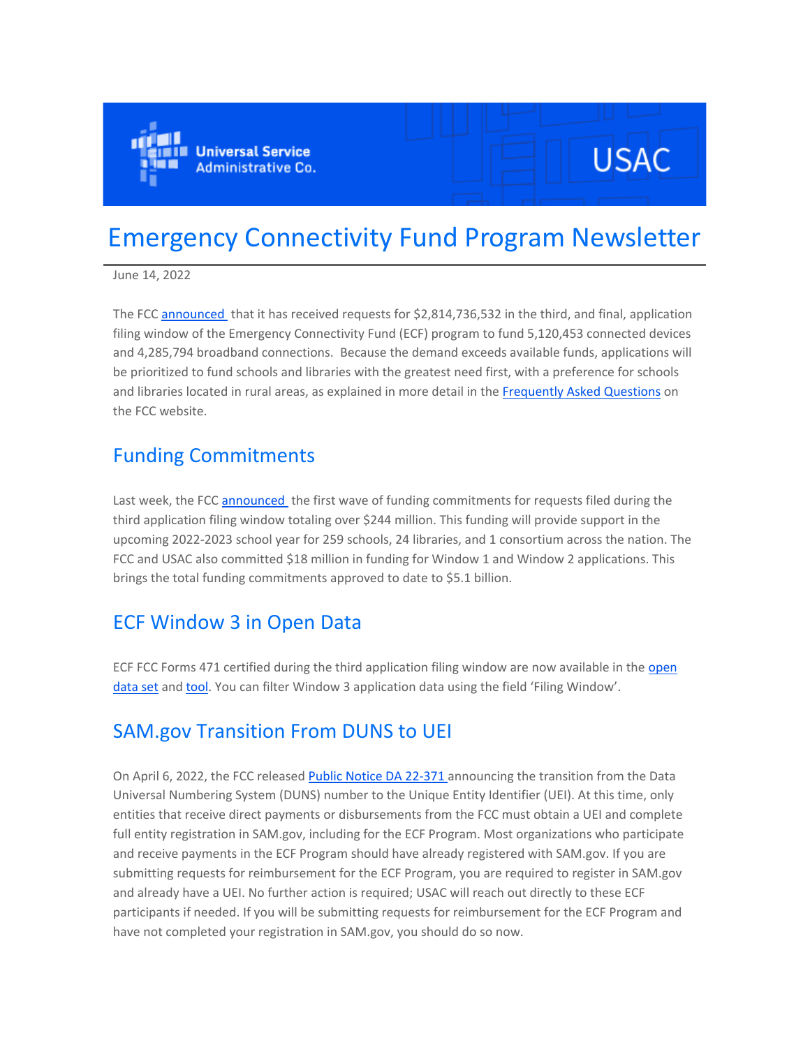# Emergency Connectivity Fund Program Newsletter

June 14, 2022

The FCC announced that it has received requests for $2,814,736,532 in the third, and final, application filing window of the Emergency Connectivity Fund (ECF) program to fund 5,120,453 connected devices and 4,285,794 broadband connections. Because the demand exceeds available funds, applications will be prioritized to fund schools and libraries with the greatest need first, with a preference for schools and libraries located in rural areas, as explained in more detail in the Frequently Asked Questions on the FCC website.

## Funding Commitments

Last week, the FCC announced the first wave of funding commitments for requests filed during the third application filing window totaling over $244 million. This funding will provide support in the upcoming 2022-2023 school year for 259 schools, 24 libraries, and 1 consortium across the nation. The FCC and USAC also committed $18 million in funding for Window 1 and Window 2 applications. This brings the total funding commitments approved to date to $5.1 billion.

## ECF Window 3 in Open Data

ECF FCC Forms 471 certified during the third application filing window are now available in the open data set and tool. You can filter Window 3 application data using the field 'Filing Window'.

## SAM.gov Transition From DUNS to UEI

On April 6, 2022, the FCC released Public Notice DA 22-371 announcing the transition from the Data Universal Numbering System (DUNS) number to the Unique Entity Identifier (UEI). At this time, only entities that receive direct payments or disbursements from the FCC must obtain a UEI and complete full entity registration in SAM.gov, including for the ECF Program. Most organizations who participate and receive payments in the ECF Program should have already registered with SAM.gov. If you are submitting requests for reimbursement for the ECF Program, you are required to register in SAM.gov and already have a UEI. No further action is required; USAC will reach out directly to these ECF participants if needed. If you will be submitting requests for reimbursement for the ECF Program and have not completed your registration in SAM.gov, you should do so now.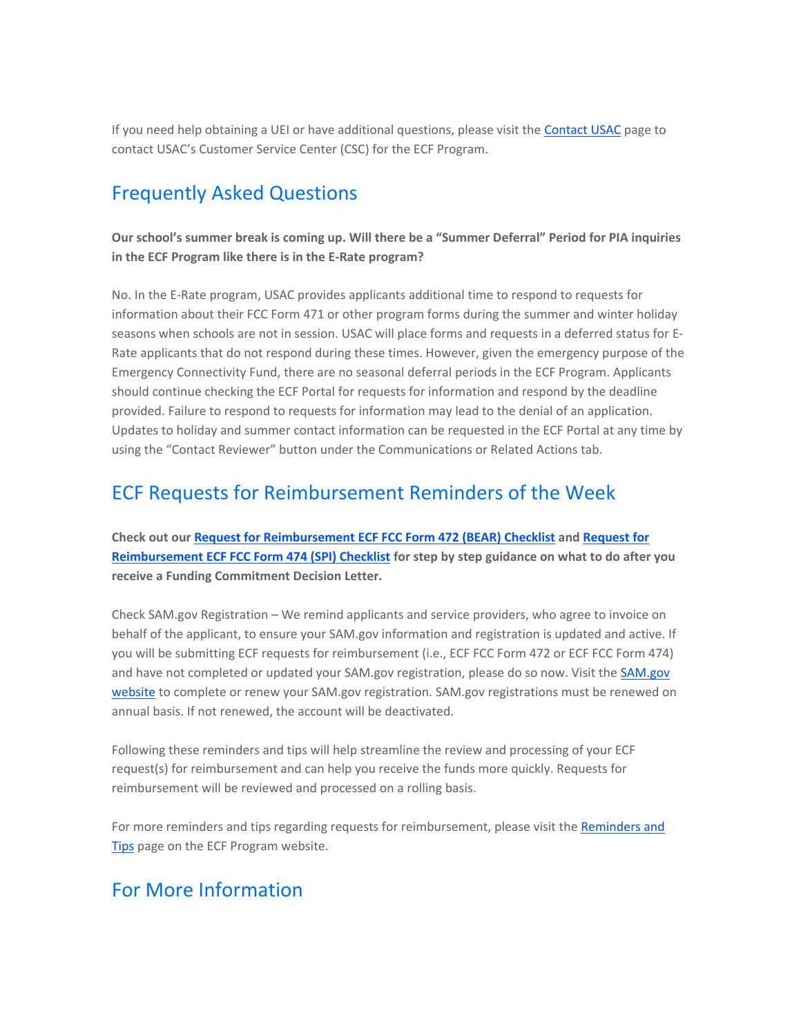If you need help obtaining a UEI or have additional questions, please visit the [Contact USAC] page to contact USAC's Customer Service Center (CSC) for the ECF Program.

## Frequently Asked Questions

**Our school's summer break is coming up. Will there be a "Summer Deferral" Period for PIA inquiries in the ECF Program like there is in the E-Rate program?**

No. In the E-Rate program, USAC provides applicants additional time to respond to requests for information about their FCC Form 471 or other program forms during the summer and winter holiday seasons when schools are not in session. USAC will place forms and requests in a deferred status for E-Rate applicants that do not respond during these times. However, given the emergency purpose of the Emergency Connectivity Fund, there are no seasonal deferral periods in the ECF Program. Applicants should continue checking the ECF Portal for requests for information and respond by the deadline provided. Failure to respond to requests for information may lead to the denial of an application. Updates to holiday and summer contact information can be requested in the ECF Portal at any time by using the "Contact Reviewer" button under the Communications or Related Actions tab.

## ECF Requests for Reimbursement Reminders of the Week

**Check out our Request for Reimbursement ECF FCC Form 472 (BEAR) Checklist and Request for Reimbursement ECF FCC Form 474 (SPI) Checklist for step by step guidance on what to do after you receive a Funding Commitment Decision Letter.**

Check SAM.gov Registration – We remind applicants and service providers, who agree to invoice on behalf of the applicant, to ensure your SAM.gov information and registration is updated and active. If you will be submitting ECF requests for reimbursement (i.e., ECF FCC Form 472 or ECF FCC Form 474) and have not completed or updated your SAM.gov registration, please do so now. Visit the SAM.gov website to complete or renew your SAM.gov registration. SAM.gov registrations must be renewed on annual basis. If not renewed, the account will be deactivated.

Following these reminders and tips will help streamline the review and processing of your ECF request(s) for reimbursement and can help you receive the funds more quickly. Requests for reimbursement will be reviewed and processed on a rolling basis.

For more reminders and tips regarding requests for reimbursement, please visit the Reminders and Tips page on the ECF Program website.

## For More Information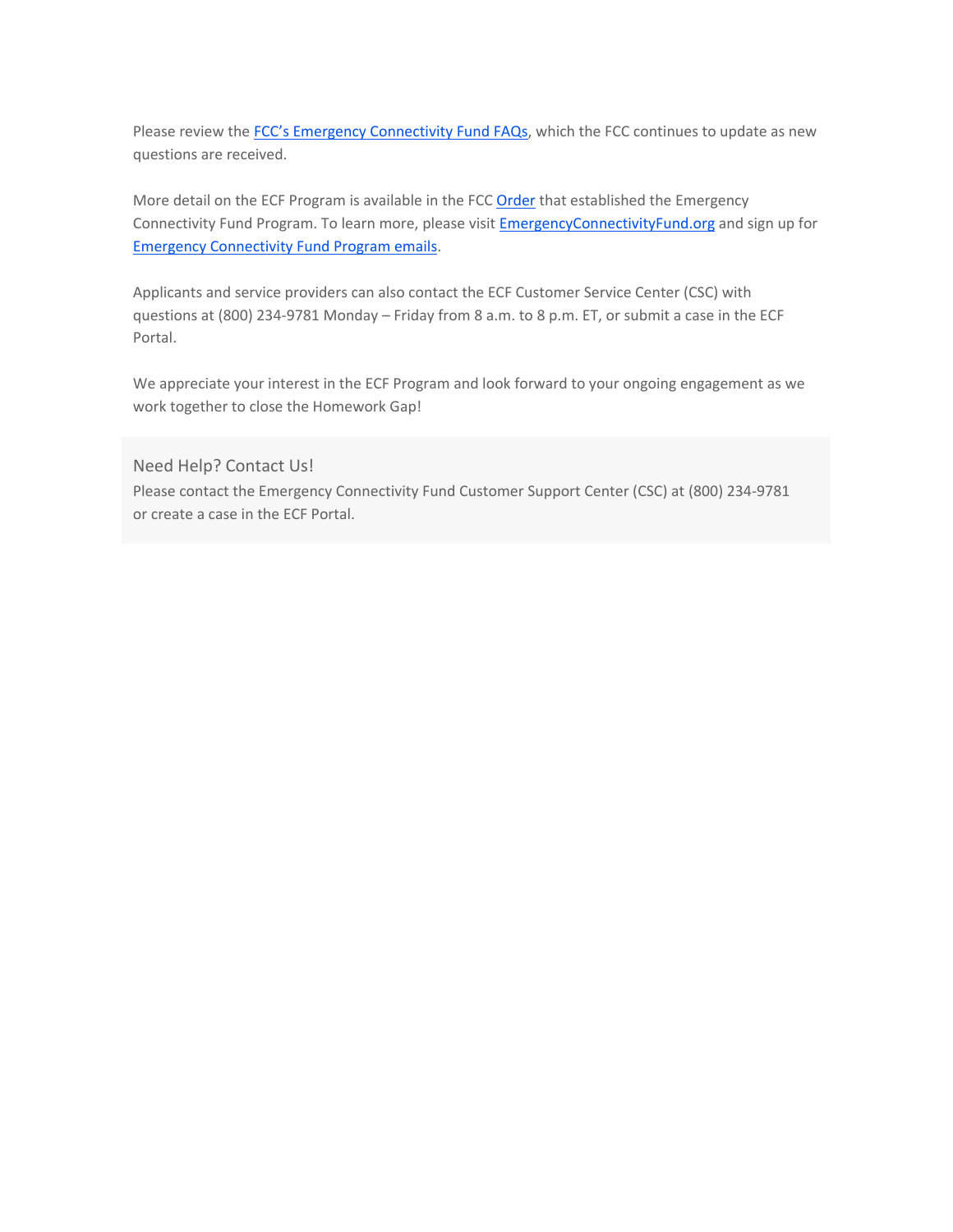Please review the FCC's Emergency Connectivity Fund FAQs, which the FCC continues to update as new questions are received.

More detail on the ECF Program is available in the FCC Order that established the Emergency Connectivity Fund Program. To learn more, please visit EmergencyConnectivityFund.org and sign up for Emergency Connectivity Fund Program emails.

Applicants and service providers can also contact the ECF Customer Service Center (CSC) with questions at (800) 234-9781 Monday – Friday from 8 a.m. to 8 p.m. ET, or submit a case in the ECF Portal.

We appreciate your interest in the ECF Program and look forward to your ongoing engagement as we work together to close the Homework Gap!

## Need Help? Contact Us!

Please contact the Emergency Connectivity Fund Customer Support Center (CSC) at (800) 234-9781 or create a case in the ECF Portal.